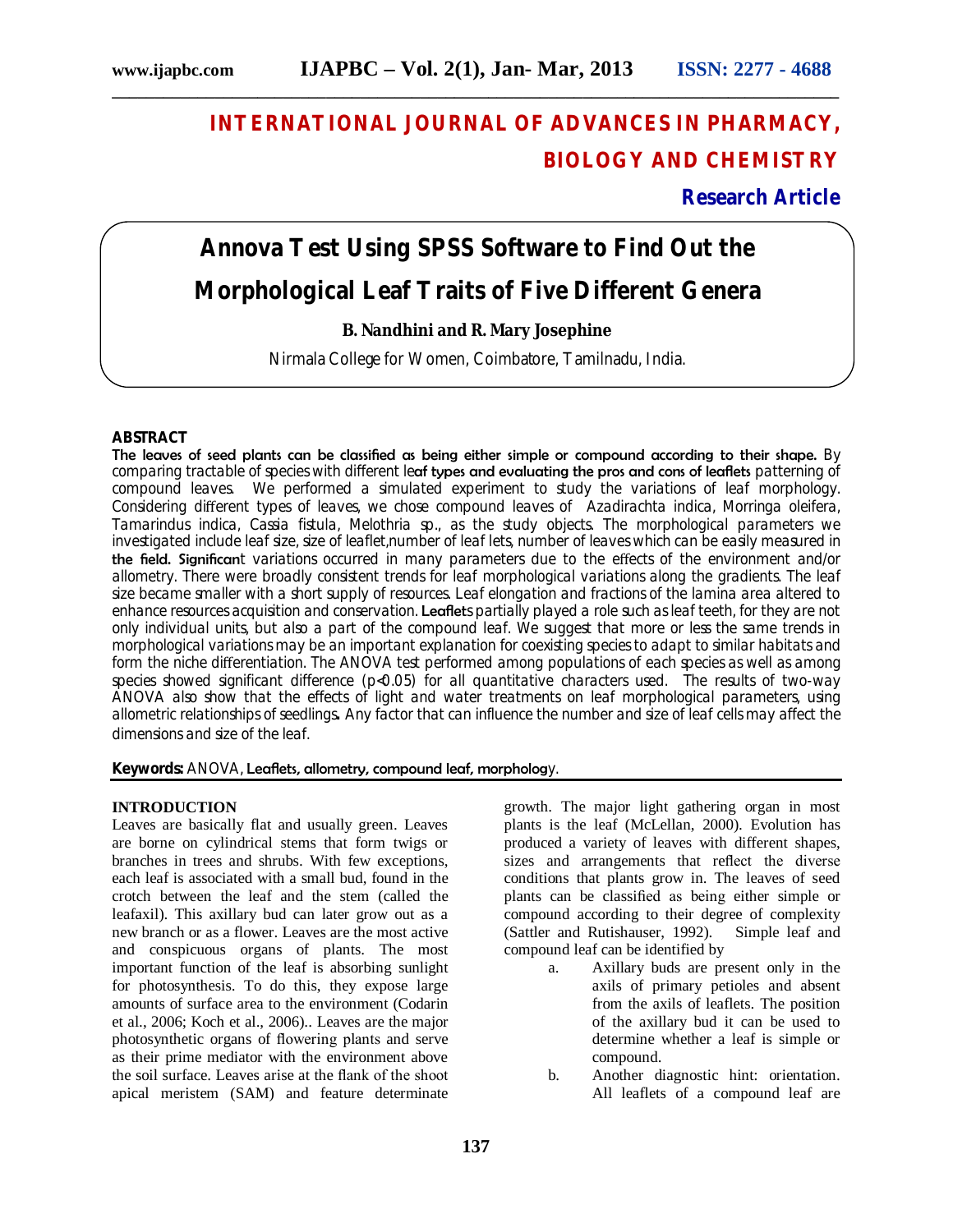# INTERNATIONAL JOURNAL OF ADVANCES IN PHARMACY, BIOLOGY AND CHEMISTRY

**Research Article**

# Annova Test Using SPSS Software to Find Out the Morphological Leaf Traits of Five Different Genera

**B. Nandhini and R. Mary Josephine**

Nirmala College for Women, Coimbatore, Tamilnadu, India.

## ABSTRACT

The leaves of seed plants can be classified as being either simple or compound according to their shape. By comparing tractable of species with different leaf types and evaluating the pros and cons of leaflets patterning of compound leaves. We performed a simulated experiment to study the variations of leaf morphology. Considering different types of leaves, we chose compound leaves of *Azadirachta indica*, *Morringa oleifera*, *Tamarindus indica*, *Cassia fistula*, *Melothria sp.*, as the study objects. The morphological parameters we investigated include leaf size, size of leaflet,number of leaf lets, number of leaves which can be easily measured in the field. Significant variations occurred in many parameters due to the effects of the environment and/or allometry. There were broadly consistent trends for leaf morphological variations along the gradients. The leaf size became smaller with a short supply of resources. Leaf elongation and fractions of the lamina area altered to enhance resources acquisition and conservation. Leaflets partially played a role such as leaf teeth, for they are not only individual units, but also a part of the compound leaf. We suggest that more or less the same trends in morphological variations may be an important explanation for coexisting species to adapt to similar habitats and form the niche differentiation. The ANOVA test performed among populations of each species as well as among species showed significant difference ($p<0.05$) for all quantitative characters used. The results of two-way ANOVA also show that the effects of light and water treatments on leaf morphological parameters, using allometric relationships of seedlings. Any factor that can influence the number and size of leaf cells may affect the dimensions and size of the leaf.

**Keywords:** ANOVA, Leaflets, allometry, compound leaf, morphology.

## INTRODUCTION

Leaves are basically flat and usually green. Leaves are borne on cylindrical stems that form twigs or branches in trees and shrubs. With few exceptions, each leaf is associated with a small bud, found in the crotch between the leaf and the stem (called the leafaxil). This axillary bud can later grow out as a new branch or as a flower. Leaves are the most active and conspicuous organs of plants. The most important function of the leaf is absorbing sunlight for photosynthesis. To do this, they expose large amounts of surface area to the environment (Codarin et al., 2006; Koch et al., 2006).. Leaves are the major photosynthetic organs of flowering plants and serve as their prime mediator with the environment above the soil surface. Leaves arise at the flank of the shoot apical meristem (SAM) and feature determinate growth. The major light gathering organ in most plants is the leaf (McLellan, 2000). Evolution has produced a variety of leaves with different shapes, sizes and arrangements that reflect the diverse conditions that plants grow in. The leaves of seed plants can be classified as being either simple or compound according to their degree of complexity (Sattler and Rutishauser, 1992). Simple leaf and compound leaf can be identified by

a. Axillary buds are present only in the axils of primary petioles and absent from the axils of leaflets. The position of the axillary bud it can be used to determine whether a leaf is simple or compound.
b. Another diagnostic hint: orientation. All leaflets of a compound leaf are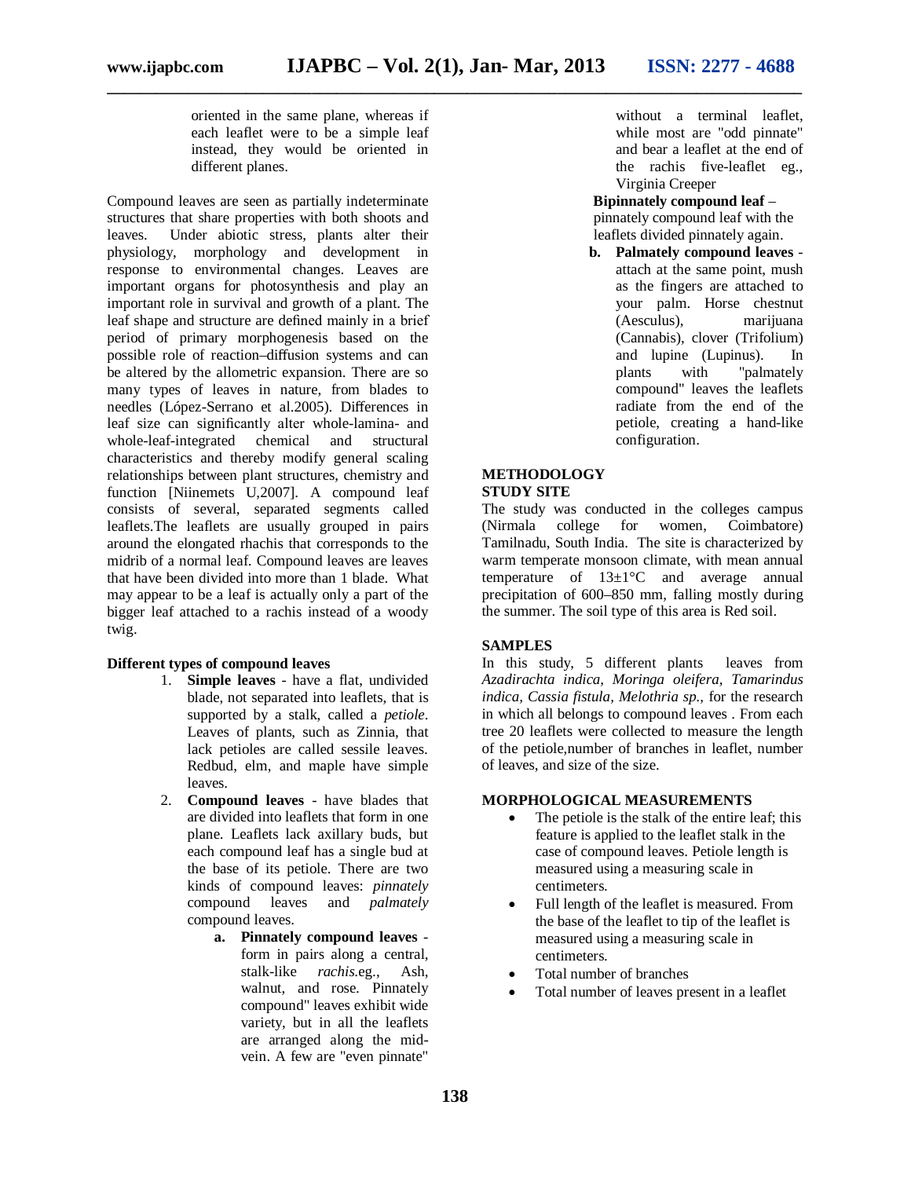oriented in the same plane, whereas if each leaflet were to be a simple leaf instead, they would be oriented in different planes.

Compound leaves are seen as partially indeterminate structures that share properties with both shoots and leaves. Under abiotic stress, plants alter their physiology, morphology and development in response to environmental changes. Leaves are important organs for photosynthesis and play an important role in survival and growth of a plant. The leaf shape and structure are defined mainly in a brief period of primary morphogenesis based on the possible role of reaction–diffusion systems and can be altered by the allometric expansion. There are so many types of leaves in nature, from blades to needles (López-Serrano et al.2005). Differences in leaf size can significantly alter whole-lamina- and whole-leaf-integrated chemical and structural characteristics and thereby modify general scaling relationships between plant structures, chemistry and function [Niinemets U,2007]. A compound leaf consists of several, separated segments called leaflets.The leaflets are usually grouped in pairs around the elongated rhachis that corresponds to the midrib of a normal leaf. Compound leaves are leaves that have been divided into more than 1 blade. What may appear to be a leaf is actually only a part of the bigger leaf attached to a rachis instead of a woody twig.

**Different types of compound leaves**

1. **Simple leaves** - have a flat, undivided blade, not separated into leaflets, that is supported by a stalk, called a *petiole*. Leaves of plants, such as Zinnia, that lack petioles are called sessile leaves. Redbud, elm, and maple have simple leaves.
2. **Compound leaves** - have blades that are divided into leaflets that form in one plane. Leaflets lack axillary buds, but each compound leaf has a single bud at the base of its petiole. There are two kinds of compound leaves: *pinnately* compound leaves and *palmately* compound leaves.
   - **a. Pinnately compound leaves** - form in pairs along a central, stalk-like *rachis.*eg., Ash, walnut, and rose. Pinnately compound" leaves exhibit wide variety, but in all the leaflets are arranged along the mid-vein. A few are "even pinnate" without a terminal leaflet, while most are "odd pinnate" and bear a leaflet at the end of the rachis five-leaflet eg., Virginia Creeper

     **Bipinnately compound leaf** – pinnately compound leaf with the leaflets divided pinnately again.
   - **b. Palmately compound leaves** - attach at the same point, mush as the fingers are attached to your palm. Horse chestnut (Aesculus), marijuana (Cannabis), clover (Trifolium) and lupine (Lupinus). In plants with "palmately compound" leaves the leaflets radiate from the end of the petiole, creating a hand-like configuration.

## METHODOLOGY

### STUDY SITE

The study was conducted in the colleges campus (Nirmala college for women, Coimbatore) Tamilnadu, South India. The site is characterized by warm temperate monsoon climate, with mean annual temperature of 13±1°C and average annual precipitation of 600–850 mm, falling mostly during the summer. The soil type of this area is Red soil.

### SAMPLES

In this study, 5 different plants leaves from *Azadirachta indica, Moringa oleifera, Tamarindus indica, Cassia fistula, Melothria sp.,* for the research in which all belongs to compound leaves . From each tree 20 leaflets were collected to measure the length of the petiole,number of branches in leaflet, number of leaves, and size of the size.

### MORPHOLOGICAL MEASUREMENTS

- The petiole is the stalk of the entire leaf; this feature is applied to the leaflet stalk in the case of compound leaves. Petiole length is measured using a measuring scale in centimeters.
- Full length of the leaflet is measured. From the base of the leaflet to tip of the leaflet is measured using a measuring scale in centimeters.
- Total number of branches
- Total number of leaves present in a leaflet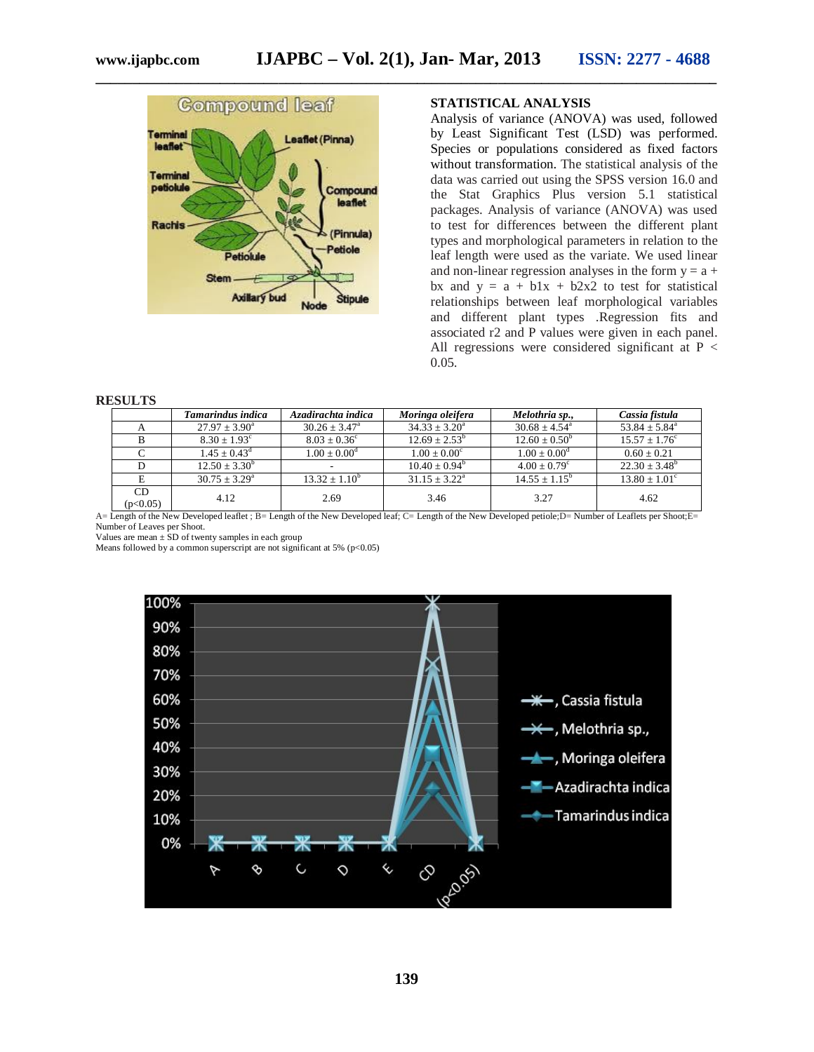## STATISTICAL ANALYSIS

Analysis of variance (ANOVA) was used, followed by Least Significant Test (LSD) was performed. Species or populations considered as fixed factors without transformation. The statistical analysis of the data was carried out using the SPSS version 16.0 and the Stat Graphics Plus version 5.1 statistical packages. Analysis of variance (ANOVA) was used to test for differences between the different plant types and morphological parameters in relation to the leaf length were used as the variate. We used linear and non-linear regression analyses in the form y = a + bx and y = a + b1x + b2x2 to test for statistical relationships between leaf morphological variables and different plant types .Regression fits and associated r2 and P values were given in each panel. All regressions were considered significant at $P < 0.05$.

## RESULTS

| | *Tamarindus indica* | *Azadirachta indica* | *Moringa oleifera* | *Melothria sp.,* | *Cassia fistula* |
|---|---|---|---|---|---|
| A | $27.97 \pm 3.90^{a}$ | $30.26 \pm 3.47^{a}$ | $34.33 \pm 3.20^{a}$ | $30.68 \pm 4.54^{a}$ | $53.84 \pm 5.84^{a}$ |
| B | $8.30 \pm 1.93^{c}$ | $8.03 \pm 0.36^{c}$ | $12.69 \pm 2.53^{b}$ | $12.60 \pm 0.50^{b}$ | $15.57 \pm 1.76^{c}$ |
| C | $1.45 \pm 0.43^{d}$ | $1.00 \pm 0.00^{d}$ | $1.00 \pm 0.00^{c}$ | $1.00 \pm 0.00^{d}$ | $0.60 \pm 0.21$ |
| D | $12.50 \pm 3.30^{b}$ | - | $10.40 \pm 0.94^{b}$ | $4.00 \pm 0.79^{c}$ | $22.30 \pm 3.48^{b}$ |
| E | $30.75 \pm 3.29^{a}$ | $13.32 \pm 1.10^{b}$ | $31.15 \pm 3.22^{a}$ | $14.55 \pm 1.15^{b}$ | $13.80 \pm 1.01^{c}$ |
| CD ($p<0.05$) | 4.12 | 2.69 | 3.46 | 3.27 | 4.62 |

A= Length of the New Developed leaflet ; B= Length of the New Developed leaf; C= Length of the New Developed petiole;D= Number of Leaflets per Shoot;E= Number of Leaves per Shoot.

Values are mean ± SD of twenty samples in each group

Means followed by a common superscript are not significant at 5% ($p<0.05$)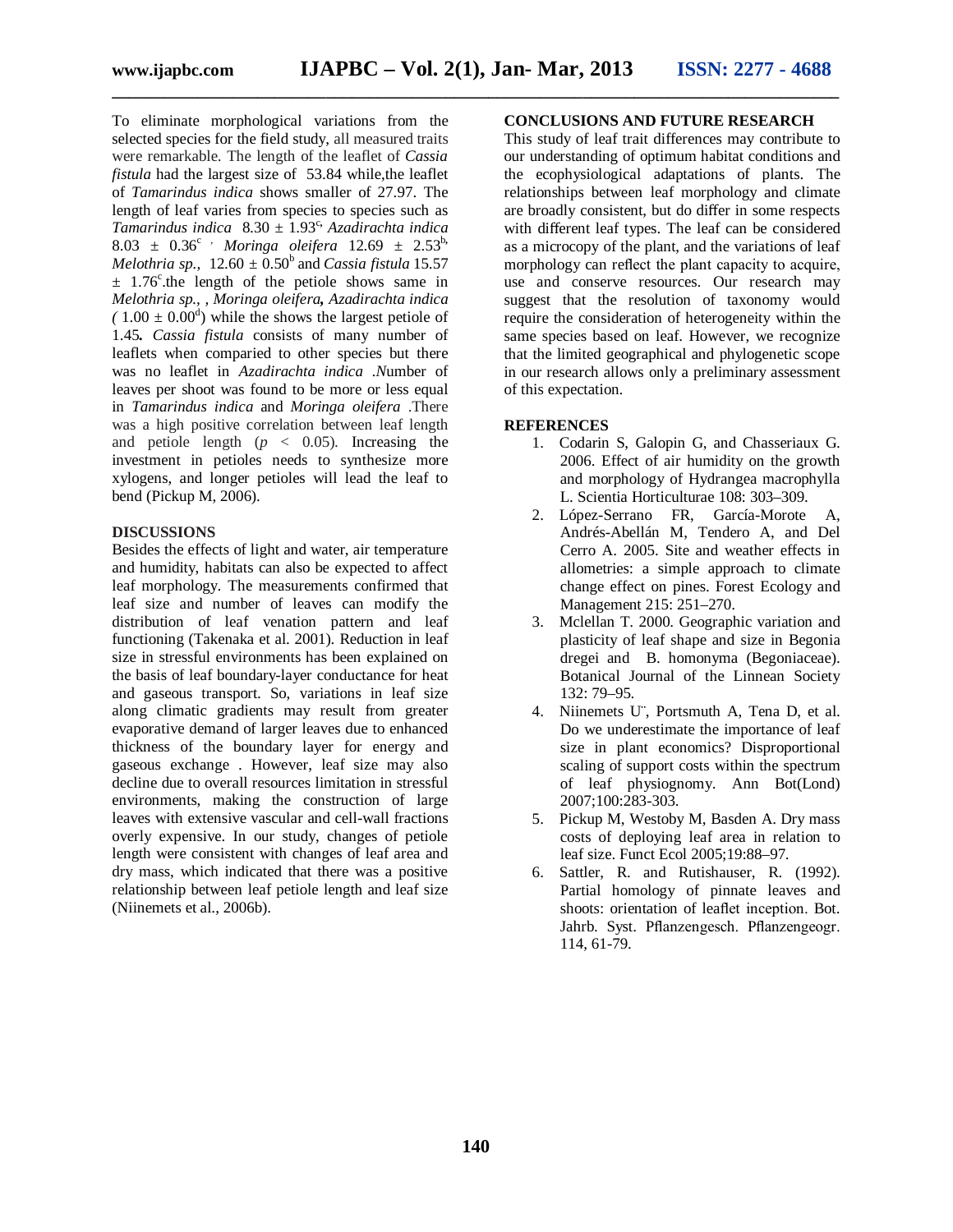To eliminate morphological variations from the selected species for the field study, all measured traits were remarkable. The length of the leaflet of *Cassia fistula* had the largest size of 53.84 while,the leaflet of *Tamarindus indica* shows smaller of 27.97. The length of leaf varies from species to species such as *Tamarindus indica* $8.30 \pm 1.93^{c,}$ *Azadirachta indica* $8.03 \pm 0.36^{c}$ , *Moringa oleifera* $12.69 \pm 2.53^{b,}$ *Melothria sp.,* $12.60 \pm 0.50^{b}$ and *Cassia fistula* $15.57 \pm 1.76^{c}$.the length of the petiole shows same in *Melothria sp., , Moringa oleifera, Azadirachta indica* ( $1.00 \pm 0.00^{d}$) while the shows the largest petiole of 1.45. *Cassia fistula* consists of many number of leaflets when comparied to other species but there was no leaflet in *Azadirachta indica* .Number of leaves per shoot was found to be more or less equal in *Tamarindus indica* and *Moringa oleifera* .There was a high positive correlation between leaf length and petiole length ($p < 0.05$). Increasing the investment in petioles needs to synthesize more xylogens, and longer petioles will lead the leaf to bend (Pickup M, 2006).

## DISCUSSIONS

Besides the effects of light and water, air temperature and humidity, habitats can also be expected to affect leaf morphology. The measurements confirmed that leaf size and number of leaves can modify the distribution of leaf venation pattern and leaf functioning (Takenaka et al. 2001). Reduction in leaf size in stressful environments has been explained on the basis of leaf boundary-layer conductance for heat and gaseous transport. So, variations in leaf size along climatic gradients may result from greater evaporative demand of larger leaves due to enhanced thickness of the boundary layer for energy and gaseous exchange . However, leaf size may also decline due to overall resources limitation in stressful environments, making the construction of large leaves with extensive vascular and cell-wall fractions overly expensive. In our study, changes of petiole length were consistent with changes of leaf area and dry mass, which indicated that there was a positive relationship between leaf petiole length and leaf size (Niinemets et al., 2006b).

## CONCLUSIONS AND FUTURE RESEARCH

This study of leaf trait differences may contribute to our understanding of optimum habitat conditions and the ecophysiological adaptations of plants. The relationships between leaf morphology and climate are broadly consistent, but do differ in some respects with different leaf types. The leaf can be considered as a microcopy of the plant, and the variations of leaf morphology can reflect the plant capacity to acquire, use and conserve resources. Our research may suggest that the resolution of taxonomy would require the consideration of heterogeneity within the same species based on leaf. However, we recognize that the limited geographical and phylogenetic scope in our research allows only a preliminary assessment of this expectation.

## REFERENCES

1. Codarin S, Galopin G, and Chasseriaux G. 2006. Effect of air humidity on the growth and morphology of Hydrangea macrophylla L. Scientia Horticulturae 108: 303–309.
2. López-Serrano FR, García-Morote A, Andrés-Abellán M, Tendero A, and Del Cerro A. 2005. Site and weather effects in allometries: a simple approach to climate change effect on pines. Forest Ecology and Management 215: 251–270.
3. Mclellan T. 2000. Geographic variation and plasticity of leaf shape and size in Begonia dregei and B. homonyma (Begoniaceae). Botanical Journal of the Linnean Society 132: 79–95.
4. Niinemets U¨, Portsmuth A, Tena D, et al. Do we underestimate the importance of leaf size in plant economics? Disproportional scaling of support costs within the spectrum of leaf physiognomy. Ann Bot(Lond) 2007;100:283-303.
5. Pickup M, Westoby M, Basden A. Dry mass costs of deploying leaf area in relation to leaf size. Funct Ecol 2005;19:88–97.
6. Sattler, R. and Rutishauser, R. (1992). Partial homology of pinnate leaves and shoots: orientation of leaflet inception. Bot. Jahrb. Syst. Pflanzengesch. Pflanzengeogr. 114, 61-79.